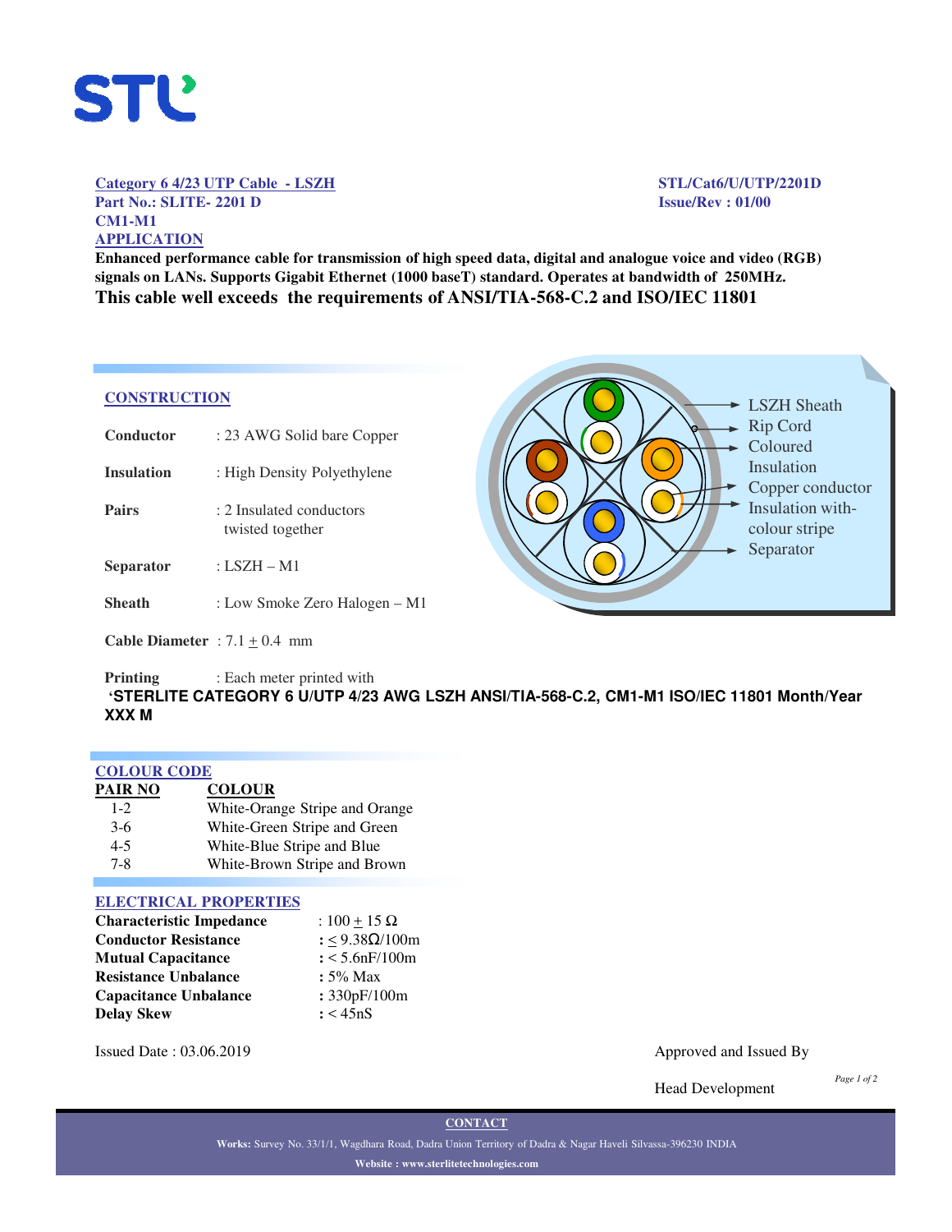STL

**Category 6 4/23 UTP Cable - LSZH**
**Part No.: SLITE- 2201 D**
**CM1-M1**

**STL/Cat6/U/UTP/2201D**
**Issue/Rev : 01/00**

## APPLICATION

**Enhanced performance cable for transmission of high speed data, digital and analogue voice and video (RGB) signals on LANs. Supports Gigabit Ethernet (1000 baseT) standard. Operates at bandwidth of 250MHz.**
**This cable well exceeds the requirements of ANSI/TIA-568-C.2 and ISO/IEC 11801**

## CONSTRUCTION

| | |
|---|---|
| **Conductor** | : 23 AWG Solid bare Copper |
| **Insulation** | : High Density Polyethylene |
| **Pairs** | : 2 Insulated conductors twisted together |
| **Separator** | : LSZH – M1 |
| **Sheath** | : Low Smoke Zero Halogen – M1 |
| **Cable Diameter** | : 7.1 ± 0.4 mm |

LSZH Sheath
Rip Cord
Coloured Insulation
Copper conductor
Insulation with-colour stripe
Separator

**Printing** : Each meter printed with
**'STERLITE CATEGORY 6 U/UTP 4/23 AWG LSZH ANSI/TIA-568-C.2, CM1-M1 ISO/IEC 11801 Month/Year XXX M**

## COLOUR CODE

| PAIR NO | COLOUR |
|---|---|
| 1-2 | White-Orange Stripe and Orange |
| 3-6 | White-Green Stripe and Green |
| 4-5 | White-Blue Stripe and Blue |
| 7-8 | White-Brown Stripe and Brown |

## ELECTRICAL PROPERTIES

| | |
|---|---|
| **Characteristic Impedance** | : 100 ± 15 Ω |
| **Conductor Resistance** | : ≤ 9.38Ω/100m |
| **Mutual Capacitance** | : < 5.6nF/100m |
| **Resistance Unbalance** | : 5% Max |
| **Capacitance Unbalance** | : 330pF/100m |
| **Delay Skew** | : < 45nS |

Issued Date : 03.06.2019

Approved and Issued By

Head Development

**CONTACT**

**Works:** Survey No. 33/1/1, Wagdhara Road, Dadra Union Territory of Dadra & Nagar Haveli Silvassa-396230 INDIA

**Website : www.sterlitetechnologies.com**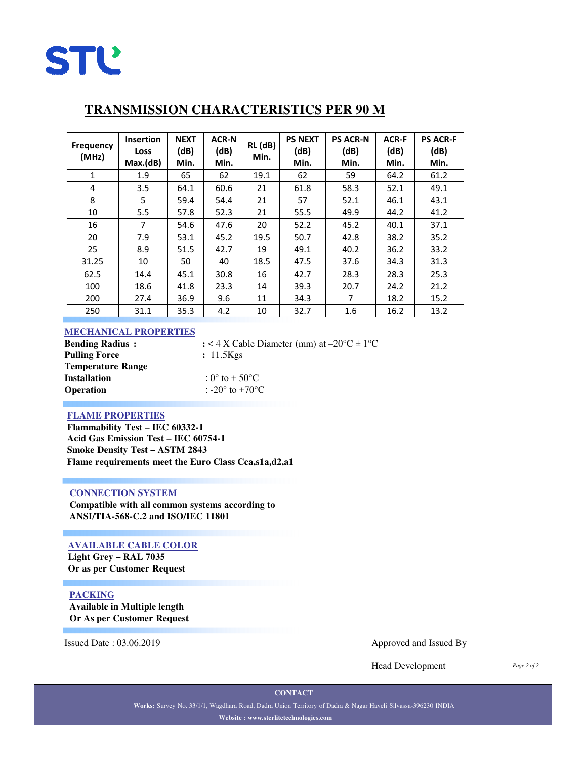STL

# TRANSMISSION CHARACTERISTICS PER 90 M

| Frequency (MHz) | Insertion Loss Max.(dB) | NEXT (dB) Min. | ACR-N (dB) Min. | RL (dB) Min. | PS NEXT (dB) Min. | PS ACR-N (dB) Min. | ACR-F (dB) Min. | PS ACR-F (dB) Min. |
|---|---|---|---|---|---|---|---|---|
| 1 | 1.9 | 65 | 62 | 19.1 | 62 | 59 | 64.2 | 61.2 |
| 4 | 3.5 | 64.1 | 60.6 | 21 | 61.8 | 58.3 | 52.1 | 49.1 |
| 8 | 5 | 59.4 | 54.4 | 21 | 57 | 52.1 | 46.1 | 43.1 |
| 10 | 5.5 | 57.8 | 52.3 | 21 | 55.5 | 49.9 | 44.2 | 41.2 |
| 16 | 7 | 54.6 | 47.6 | 20 | 52.2 | 45.2 | 40.1 | 37.1 |
| 20 | 7.9 | 53.1 | 45.2 | 19.5 | 50.7 | 42.8 | 38.2 | 35.2 |
| 25 | 8.9 | 51.5 | 42.7 | 19 | 49.1 | 40.2 | 36.2 | 33.2 |
| 31.25 | 10 | 50 | 40 | 18.5 | 47.5 | 37.6 | 34.3 | 31.3 |
| 62.5 | 14.4 | 45.1 | 30.8 | 16 | 42.7 | 28.3 | 28.3 | 25.3 |
| 100 | 18.6 | 41.8 | 23.3 | 14 | 39.3 | 20.7 | 24.2 | 21.2 |
| 200 | 27.4 | 36.9 | 9.6 | 11 | 34.3 | 7 | 18.2 | 15.2 |
| 250 | 31.1 | 35.3 | 4.2 | 10 | 32.7 | 1.6 | 16.2 | 13.2 |

## MECHANICAL PROPERTIES

**Bending Radius :** : < 4 X Cable Diameter (mm) at –20°C ± 1°C
**Pulling Force** : 11.5Kgs
**Temperature Range**
**Installation** : 0° to + 50°C
**Operation** : -20° to +70°C

## FLAME PROPERTIES

**Flammability Test – IEC 60332-1**
**Acid Gas Emission Test – IEC 60754-1**
**Smoke Density Test – ASTM 2843**
**Flame requirements meet the Euro Class Cca,s1a,d2,a1**

## CONNECTION SYSTEM

**Compatible with all common systems according to ANSI/TIA-568-C.2 and ISO/IEC 11801**

## AVAILABLE CABLE COLOR

**Light Grey – RAL 7035**
**Or as per Customer Request**

## PACKING

**Available in Multiple length**
**Or As per Customer Request**

Issued Date : 03.06.2019

Approved and Issued By

Head Development

**CONTACT**

**Works:** Survey No. 33/1/1, Wagdhara Road, Dadra Union Territory of Dadra & Nagar Haveli Silvassa-396230 INDIA

**Website : www.sterlitetechnologies.com**